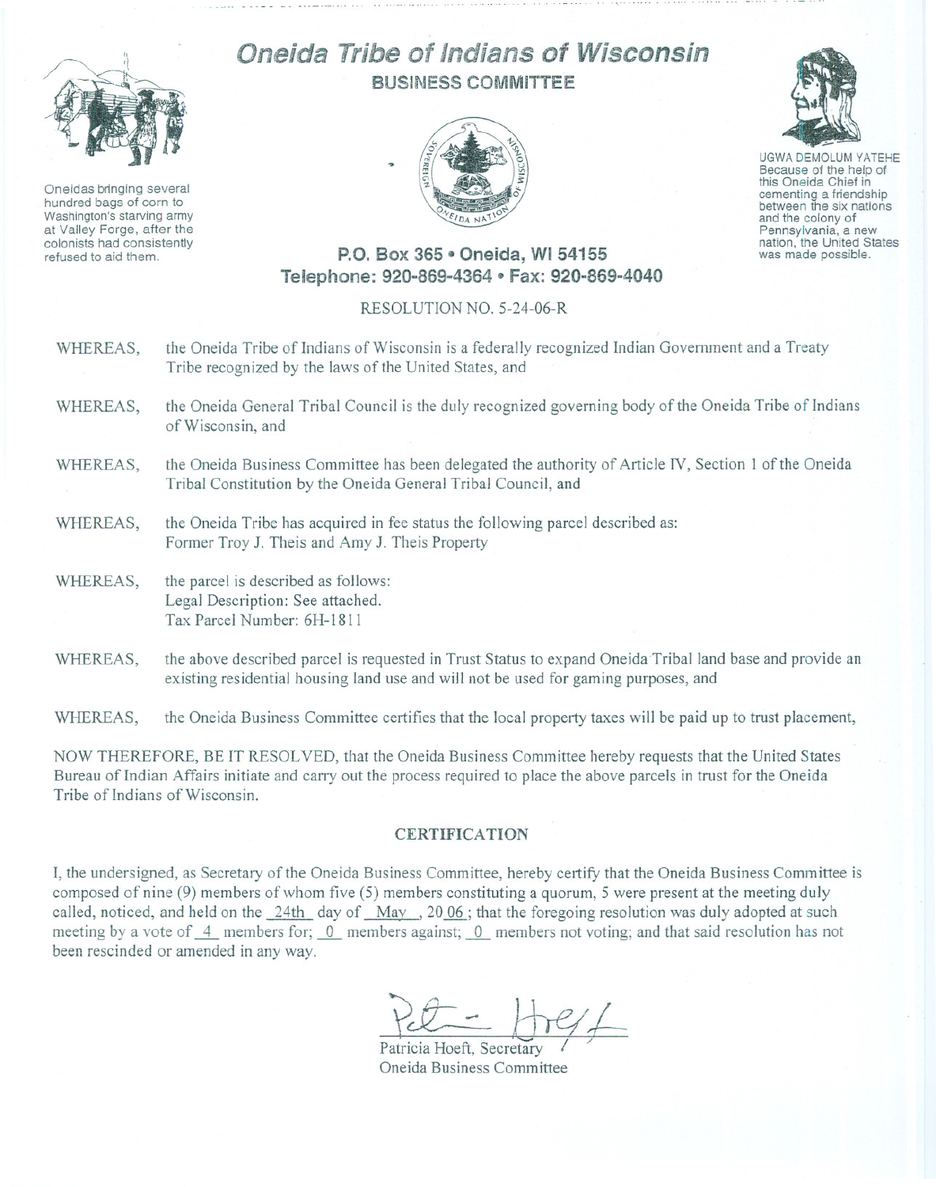# Oneida Tribe of Indians of Wisconsin

## BUSINESS COMMITTEE

Oneidas bringing several hundred bags of corn to Washington's starving army at Valley Forge, after the colonists had consistently refused to aid them.

UGWA DEMOLUM YATEHE
Because of the help of this Oneida Chief in cementing a friendship between the six nations and the colony of Pennsylvania, a new nation, the United States was made possible.

**P.O. Box 365 • Oneida, WI 54155**
**Telephone: 920-869-4364 • Fax: 920-869-4040**

RESOLUTION NO. 5-24-06-R

WHEREAS, the Oneida Tribe of Indians of Wisconsin is a federally recognized Indian Government and a Treaty Tribe recognized by the laws of the United States, and

WHEREAS, the Oneida General Tribal Council is the duly recognized governing body of the Oneida Tribe of Indians of Wisconsin, and

WHEREAS, the Oneida Business Committee has been delegated the authority of Article IV, Section 1 of the Oneida Tribal Constitution by the Oneida General Tribal Council, and

WHEREAS, the Oneida Tribe has acquired in fee status the following parcel described as:
Former Troy J. Theis and Amy J. Theis Property

WHEREAS, the parcel is described as follows:
Legal Description: See attached.
Tax Parcel Number: 6H-1811

WHEREAS, the above described parcel is requested in Trust Status to expand Oneida Tribal land base and provide an existing residential housing land use and will not be used for gaming purposes, and

WHEREAS, the Oneida Business Committee certifies that the local property taxes will be paid up to trust placement,

NOW THEREFORE, BE IT RESOLVED, that the Oneida Business Committee hereby requests that the United States Bureau of Indian Affairs initiate and carry out the process required to place the above parcels in trust for the Oneida Tribe of Indians of Wisconsin.

## CERTIFICATION

I, the undersigned, as Secretary of the Oneida Business Committee, hereby certify that the Oneida Business Committee is composed of nine (9) members of whom five (5) members constituting a quorum, 5 were present at the meeting duly called, noticed, and held on the 24th day of May, 2006; that the foregoing resolution was duly adopted at such meeting by a vote of 4 members for; 0 members against; 0 members not voting; and that said resolution has not been rescinded or amended in any way.

Patricia Hoeft, Secretary
Oneida Business Committee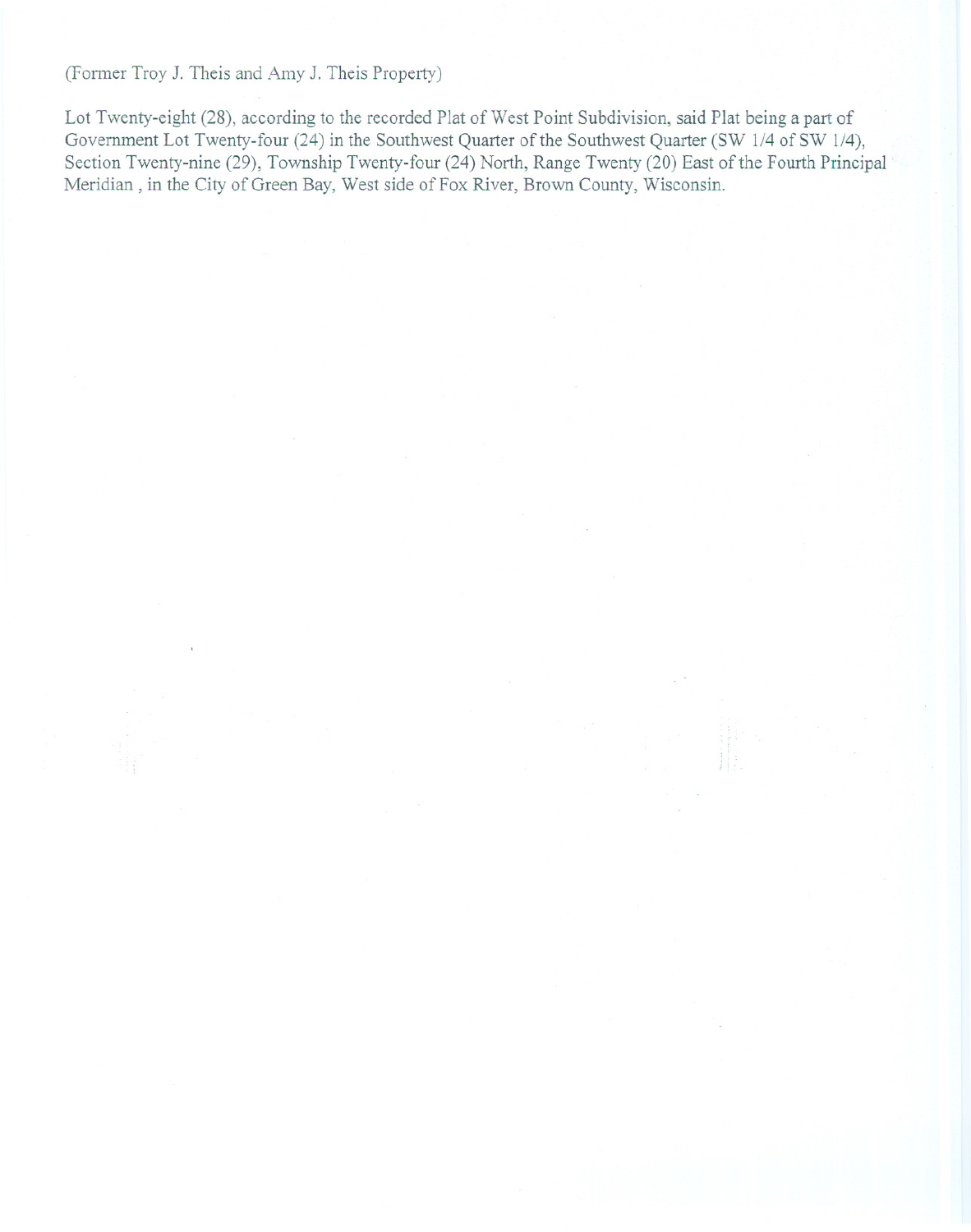(Former Troy J. Theis and Amy J. Theis Property)

Lot Twenty-eight (28), according to the recorded Plat of West Point Subdivision, said Plat being a part of Government Lot Twenty-four (24) in the Southwest Quarter of the Southwest Quarter (SW 1/4 of SW 1/4), Section Twenty-nine (29), Township Twenty-four (24) North, Range Twenty (20) East of the Fourth Principal Meridian , in the City of Green Bay, West side of Fox River, Brown County, Wisconsin.